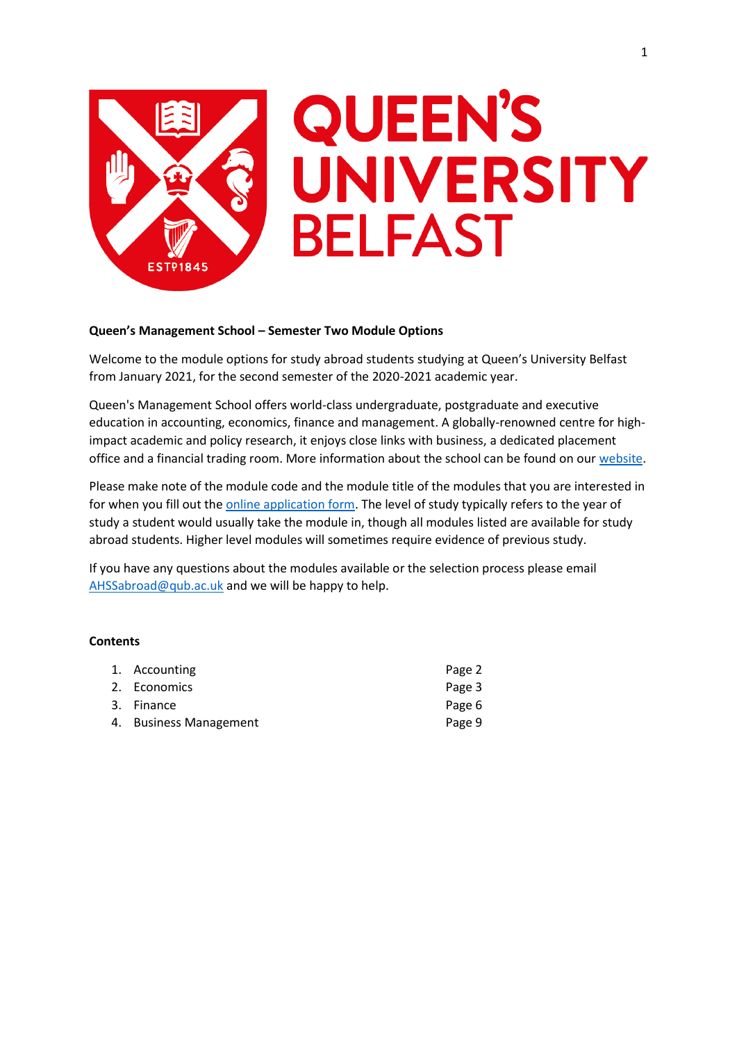**Queen's Management School – Semester Two Module Options**

Welcome to the module options for study abroad students studying at Queen's University Belfast from January 2021, for the second semester of the 2020-2021 academic year.

Queen's Management School offers world-class undergraduate, postgraduate and executive education in accounting, economics, finance and management. A globally-renowned centre for high-impact academic and policy research, it enjoys close links with business, a dedicated placement office and a financial trading room. More information about the school can be found on our website.

Please make note of the module code and the module title of the modules that you are interested in for when you fill out the online application form. The level of study typically refers to the year of study a student would usually take the module in, though all modules listed are available for study abroad students. Higher level modules will sometimes require evidence of previous study.

If you have any questions about the modules available or the selection process please email AHSSabroad@qub.ac.uk and we will be happy to help.

**Contents**

1. Accounting — Page 2
2. Economics — Page 3
3. Finance — Page 6
4. Business Management — Page 9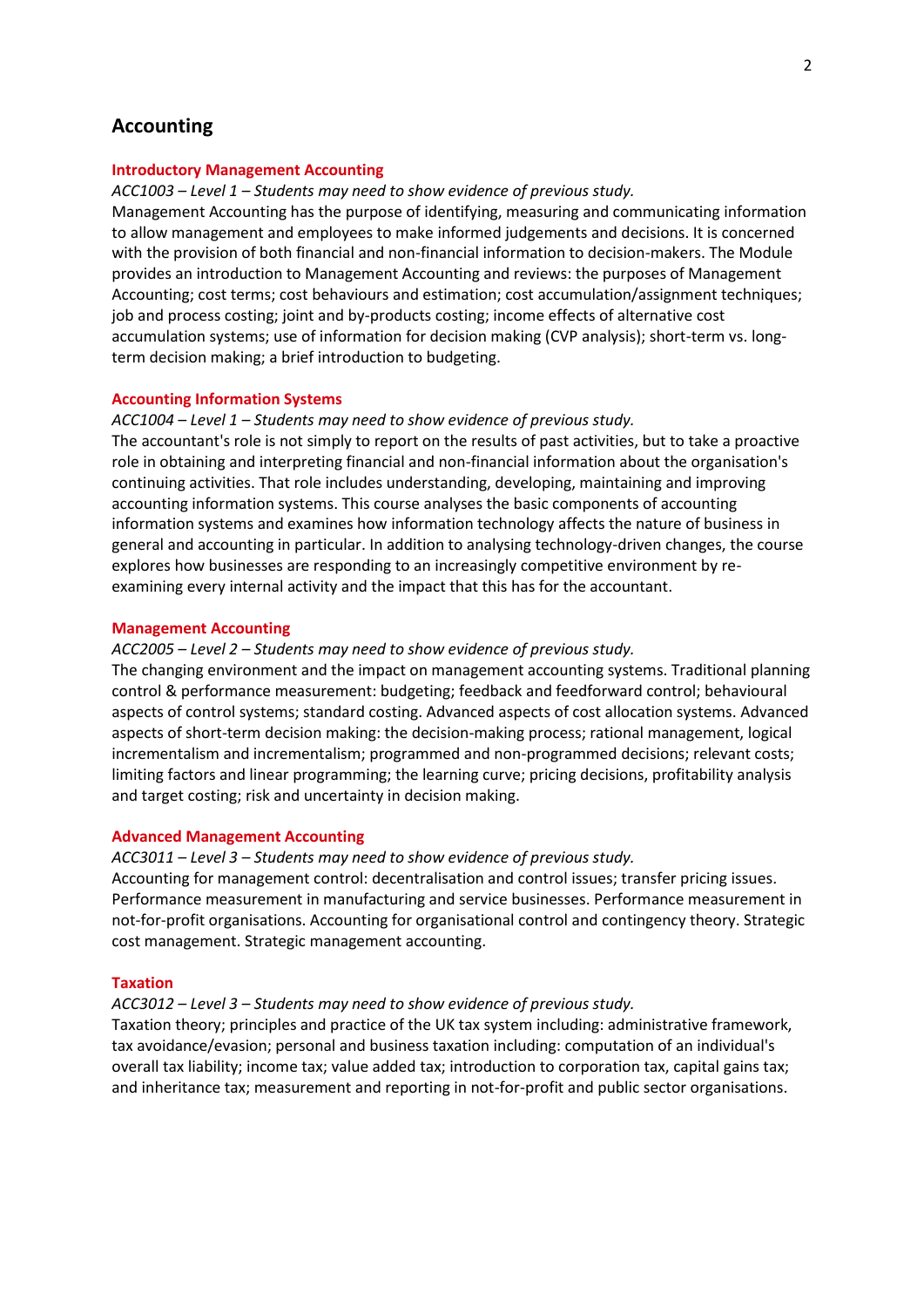# Accounting

## Introductory Management Accounting

*ACC1003 – Level 1 – Students may need to show evidence of previous study.*

Management Accounting has the purpose of identifying, measuring and communicating information to allow management and employees to make informed judgements and decisions. It is concerned with the provision of both financial and non-financial information to decision-makers. The Module provides an introduction to Management Accounting and reviews: the purposes of Management Accounting; cost terms; cost behaviours and estimation; cost accumulation/assignment techniques; job and process costing; joint and by-products costing; income effects of alternative cost accumulation systems; use of information for decision making (CVP analysis); short-term vs. long-term decision making; a brief introduction to budgeting.

## Accounting Information Systems

*ACC1004 – Level 1 – Students may need to show evidence of previous study.*

The accountant's role is not simply to report on the results of past activities, but to take a proactive role in obtaining and interpreting financial and non-financial information about the organisation's continuing activities. That role includes understanding, developing, maintaining and improving accounting information systems. This course analyses the basic components of accounting information systems and examines how information technology affects the nature of business in general and accounting in particular. In addition to analysing technology-driven changes, the course explores how businesses are responding to an increasingly competitive environment by re-examining every internal activity and the impact that this has for the accountant.

## Management Accounting

*ACC2005 – Level 2 – Students may need to show evidence of previous study.*

The changing environment and the impact on management accounting systems. Traditional planning control & performance measurement: budgeting; feedback and feedforward control; behavioural aspects of control systems; standard costing. Advanced aspects of cost allocation systems. Advanced aspects of short-term decision making: the decision-making process; rational management, logical incrementalism and incrementalism; programmed and non-programmed decisions; relevant costs; limiting factors and linear programming; the learning curve; pricing decisions, profitability analysis and target costing; risk and uncertainty in decision making.

## Advanced Management Accounting

*ACC3011 – Level 3 – Students may need to show evidence of previous study.*

Accounting for management control: decentralisation and control issues; transfer pricing issues. Performance measurement in manufacturing and service businesses. Performance measurement in not-for-profit organisations. Accounting for organisational control and contingency theory. Strategic cost management. Strategic management accounting.

## Taxation

*ACC3012 – Level 3 – Students may need to show evidence of previous study.*

Taxation theory; principles and practice of the UK tax system including: administrative framework, tax avoidance/evasion; personal and business taxation including: computation of an individual's overall tax liability; income tax; value added tax; introduction to corporation tax, capital gains tax; and inheritance tax; measurement and reporting in not-for-profit and public sector organisations.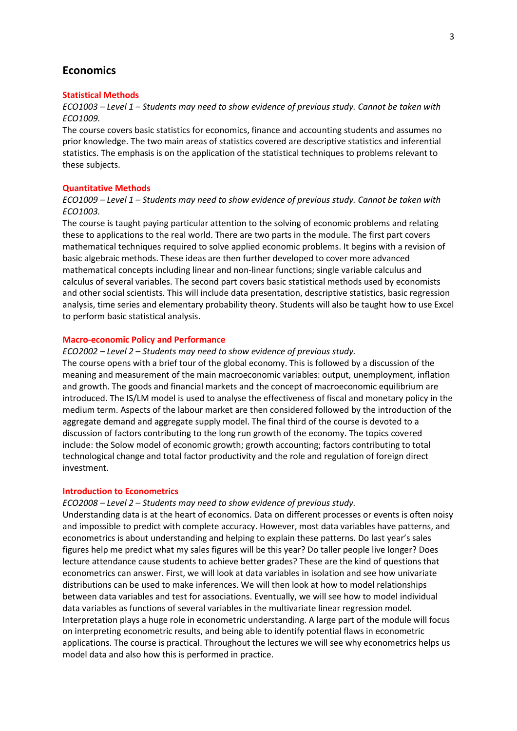## Economics

### Statistical Methods

*ECO1003 – Level 1 – Students may need to show evidence of previous study. Cannot be taken with ECO1009.*

The course covers basic statistics for economics, finance and accounting students and assumes no prior knowledge. The two main areas of statistics covered are descriptive statistics and inferential statistics. The emphasis is on the application of the statistical techniques to problems relevant to these subjects.

### Quantitative Methods

*ECO1009 – Level 1 – Students may need to show evidence of previous study. Cannot be taken with ECO1003.*

The course is taught paying particular attention to the solving of economic problems and relating these to applications to the real world. There are two parts in the module. The first part covers mathematical techniques required to solve applied economic problems. It begins with a revision of basic algebraic methods. These ideas are then further developed to cover more advanced mathematical concepts including linear and non-linear functions; single variable calculus and calculus of several variables. The second part covers basic statistical methods used by economists and other social scientists. This will include data presentation, descriptive statistics, basic regression analysis, time series and elementary probability theory. Students will also be taught how to use Excel to perform basic statistical analysis.

### Macro-economic Policy and Performance

*ECO2002 – Level 2 – Students may need to show evidence of previous study.*

The course opens with a brief tour of the global economy. This is followed by a discussion of the meaning and measurement of the main macroeconomic variables: output, unemployment, inflation and growth. The goods and financial markets and the concept of macroeconomic equilibrium are introduced. The IS/LM model is used to analyse the effectiveness of fiscal and monetary policy in the medium term. Aspects of the labour market are then considered followed by the introduction of the aggregate demand and aggregate supply model. The final third of the course is devoted to a discussion of factors contributing to the long run growth of the economy. The topics covered include: the Solow model of economic growth; growth accounting; factors contributing to total technological change and total factor productivity and the role and regulation of foreign direct investment.

### Introduction to Econometrics

*ECO2008 – Level 2 – Students may need to show evidence of previous study.*

Understanding data is at the heart of economics. Data on different processes or events is often noisy and impossible to predict with complete accuracy. However, most data variables have patterns, and econometrics is about understanding and helping to explain these patterns. Do last year's sales figures help me predict what my sales figures will be this year? Do taller people live longer? Does lecture attendance cause students to achieve better grades? These are the kind of questions that econometrics can answer. First, we will look at data variables in isolation and see how univariate distributions can be used to make inferences. We will then look at how to model relationships between data variables and test for associations. Eventually, we will see how to model individual data variables as functions of several variables in the multivariate linear regression model. Interpretation plays a huge role in econometric understanding. A large part of the module will focus on interpreting econometric results, and being able to identify potential flaws in econometric applications. The course is practical. Throughout the lectures we will see why econometrics helps us model data and also how this is performed in practice.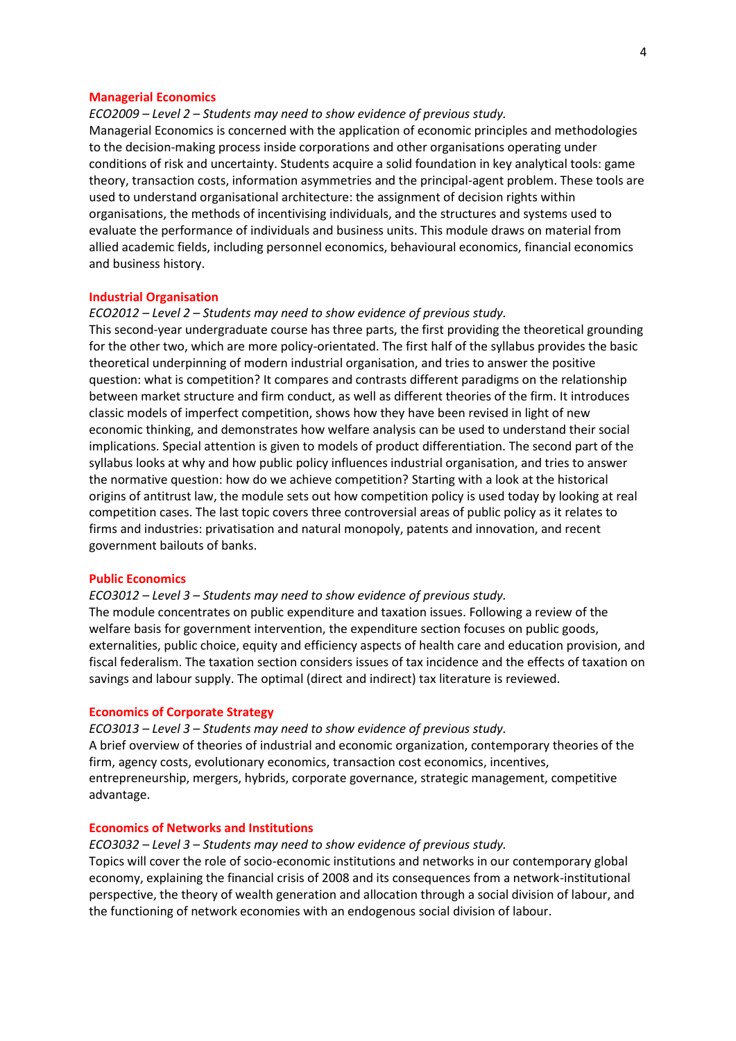## Managerial Economics

*ECO2009 – Level 2 – Students may need to show evidence of previous study.*

Managerial Economics is concerned with the application of economic principles and methodologies to the decision-making process inside corporations and other organisations operating under conditions of risk and uncertainty. Students acquire a solid foundation in key analytical tools: game theory, transaction costs, information asymmetries and the principal-agent problem. These tools are used to understand organisational architecture: the assignment of decision rights within organisations, the methods of incentivising individuals, and the structures and systems used to evaluate the performance of individuals and business units. This module draws on material from allied academic fields, including personnel economics, behavioural economics, financial economics and business history.

## Industrial Organisation

*ECO2012 – Level 2 – Students may need to show evidence of previous study.*

This second-year undergraduate course has three parts, the first providing the theoretical grounding for the other two, which are more policy-orientated. The first half of the syllabus provides the basic theoretical underpinning of modern industrial organisation, and tries to answer the positive question: what is competition? It compares and contrasts different paradigms on the relationship between market structure and firm conduct, as well as different theories of the firm. It introduces classic models of imperfect competition, shows how they have been revised in light of new economic thinking, and demonstrates how welfare analysis can be used to understand their social implications. Special attention is given to models of product differentiation. The second part of the syllabus looks at why and how public policy influences industrial organisation, and tries to answer the normative question: how do we achieve competition? Starting with a look at the historical origins of antitrust law, the module sets out how competition policy is used today by looking at real competition cases. The last topic covers three controversial areas of public policy as it relates to firms and industries: privatisation and natural monopoly, patents and innovation, and recent government bailouts of banks.

## Public Economics

*ECO3012 – Level 3 – Students may need to show evidence of previous study.*

The module concentrates on public expenditure and taxation issues. Following a review of the welfare basis for government intervention, the expenditure section focuses on public goods, externalities, public choice, equity and efficiency aspects of health care and education provision, and fiscal federalism. The taxation section considers issues of tax incidence and the effects of taxation on savings and labour supply. The optimal (direct and indirect) tax literature is reviewed.

## Economics of Corporate Strategy

*ECO3013 – Level 3 – Students may need to show evidence of previous study.*

A brief overview of theories of industrial and economic organization, contemporary theories of the firm, agency costs, evolutionary economics, transaction cost economics, incentives, entrepreneurship, mergers, hybrids, corporate governance, strategic management, competitive advantage.

## Economics of Networks and Institutions

*ECO3032 – Level 3 – Students may need to show evidence of previous study.*

Topics will cover the role of socio-economic institutions and networks in our contemporary global economy, explaining the financial crisis of 2008 and its consequences from a network-institutional perspective, the theory of wealth generation and allocation through a social division of labour, and the functioning of network economies with an endogenous social division of labour.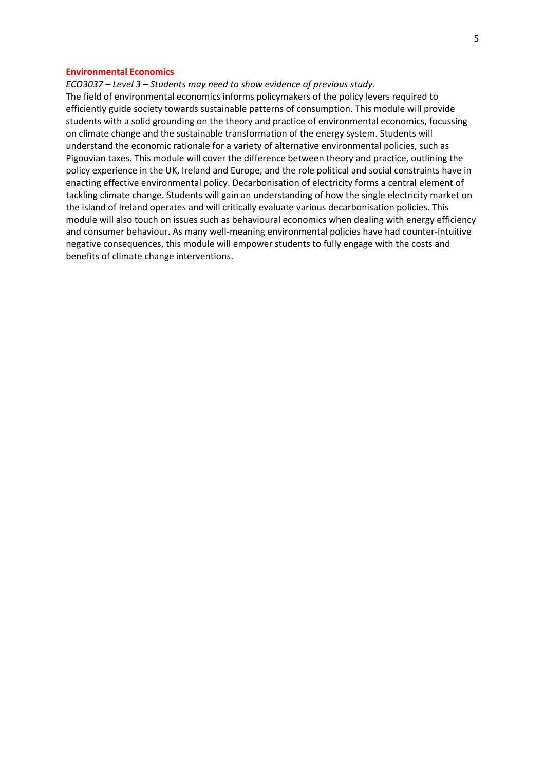**Environmental Economics**

*ECO3037 – Level 3 – Students may need to show evidence of previous study.*

The field of environmental economics informs policymakers of the policy levers required to efficiently guide society towards sustainable patterns of consumption. This module will provide students with a solid grounding on the theory and practice of environmental economics, focussing on climate change and the sustainable transformation of the energy system. Students will understand the economic rationale for a variety of alternative environmental policies, such as Pigouvian taxes. This module will cover the difference between theory and practice, outlining the policy experience in the UK, Ireland and Europe, and the role political and social constraints have in enacting effective environmental policy. Decarbonisation of electricity forms a central element of tackling climate change. Students will gain an understanding of how the single electricity market on the island of Ireland operates and will critically evaluate various decarbonisation policies. This module will also touch on issues such as behavioural economics when dealing with energy efficiency and consumer behaviour. As many well-meaning environmental policies have had counter-intuitive negative consequences, this module will empower students to fully engage with the costs and benefits of climate change interventions.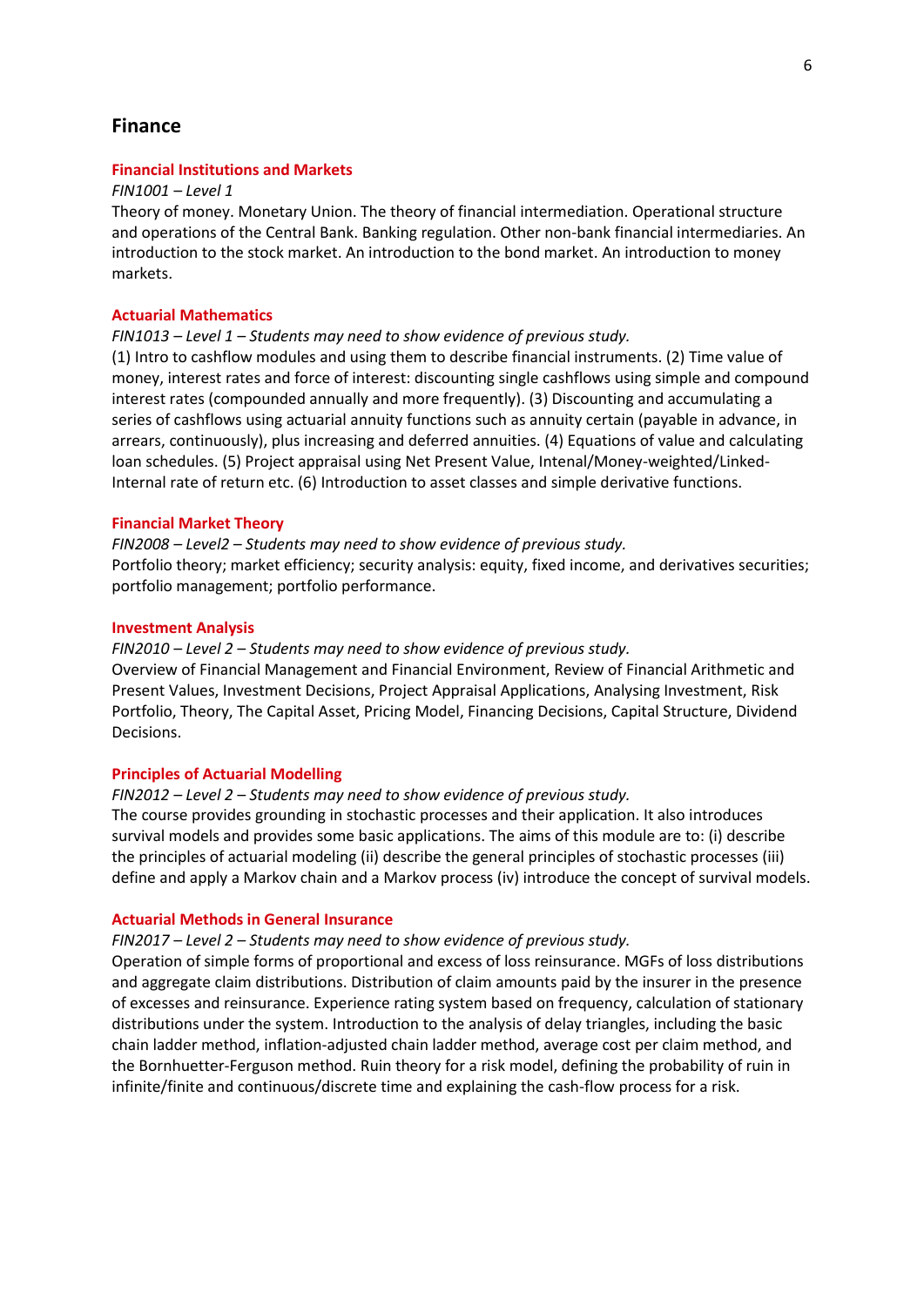## Finance

### Financial Institutions and Markets

*FIN1001 – Level 1*

Theory of money. Monetary Union. The theory of financial intermediation. Operational structure and operations of the Central Bank. Banking regulation. Other non-bank financial intermediaries. An introduction to the stock market. An introduction to the bond market. An introduction to money markets.

### Actuarial Mathematics

*FIN1013 – Level 1 – Students may need to show evidence of previous study.*

(1) Intro to cashflow modules and using them to describe financial instruments. (2) Time value of money, interest rates and force of interest: discounting single cashflows using simple and compound interest rates (compounded annually and more frequently). (3) Discounting and accumulating a series of cashflows using actuarial annuity functions such as annuity certain (payable in advance, in arrears, continuously), plus increasing and deferred annuities. (4) Equations of value and calculating loan schedules. (5) Project appraisal using Net Present Value, Intenal/Money-weighted/Linked-Internal rate of return etc. (6) Introduction to asset classes and simple derivative functions.

### Financial Market Theory

*FIN2008 – Level2 – Students may need to show evidence of previous study.*

Portfolio theory; market efficiency; security analysis: equity, fixed income, and derivatives securities; portfolio management; portfolio performance.

### Investment Analysis

*FIN2010 – Level 2 – Students may need to show evidence of previous study.*

Overview of Financial Management and Financial Environment, Review of Financial Arithmetic and Present Values, Investment Decisions, Project Appraisal Applications, Analysing Investment, Risk Portfolio, Theory, The Capital Asset, Pricing Model, Financing Decisions, Capital Structure, Dividend Decisions.

### Principles of Actuarial Modelling

*FIN2012 – Level 2 – Students may need to show evidence of previous study.*

The course provides grounding in stochastic processes and their application. It also introduces survival models and provides some basic applications. The aims of this module are to: (i) describe the principles of actuarial modeling (ii) describe the general principles of stochastic processes (iii) define and apply a Markov chain and a Markov process (iv) introduce the concept of survival models.

### Actuarial Methods in General Insurance

*FIN2017 – Level 2 – Students may need to show evidence of previous study.*

Operation of simple forms of proportional and excess of loss reinsurance. MGFs of loss distributions and aggregate claim distributions. Distribution of claim amounts paid by the insurer in the presence of excesses and reinsurance. Experience rating system based on frequency, calculation of stationary distributions under the system. Introduction to the analysis of delay triangles, including the basic chain ladder method, inflation-adjusted chain ladder method, average cost per claim method, and the Bornhuetter-Ferguson method. Ruin theory for a risk model, defining the probability of ruin in infinite/finite and continuous/discrete time and explaining the cash-flow process for a risk.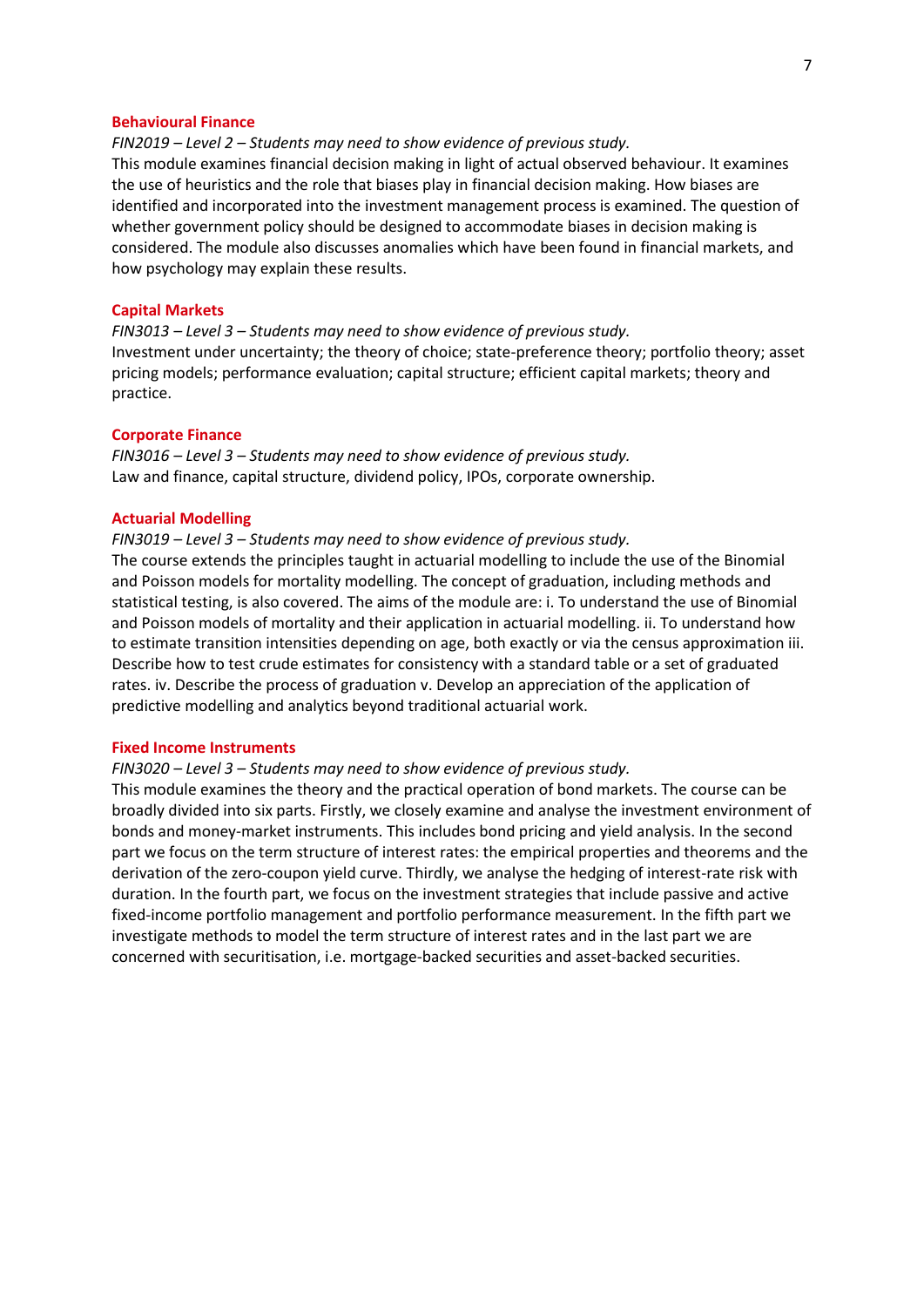### Behavioural Finance

*FIN2019 – Level 2 – Students may need to show evidence of previous study.*

This module examines financial decision making in light of actual observed behaviour. It examines the use of heuristics and the role that biases play in financial decision making. How biases are identified and incorporated into the investment management process is examined. The question of whether government policy should be designed to accommodate biases in decision making is considered. The module also discusses anomalies which have been found in financial markets, and how psychology may explain these results.

### Capital Markets

*FIN3013 – Level 3 – Students may need to show evidence of previous study.*

Investment under uncertainty; the theory of choice; state-preference theory; portfolio theory; asset pricing models; performance evaluation; capital structure; efficient capital markets; theory and practice.

### Corporate Finance

*FIN3016 – Level 3 – Students may need to show evidence of previous study.*

Law and finance, capital structure, dividend policy, IPOs, corporate ownership.

### Actuarial Modelling

*FIN3019 – Level 3 – Students may need to show evidence of previous study.*

The course extends the principles taught in actuarial modelling to include the use of the Binomial and Poisson models for mortality modelling. The concept of graduation, including methods and statistical testing, is also covered. The aims of the module are: i. To understand the use of Binomial and Poisson models of mortality and their application in actuarial modelling. ii. To understand how to estimate transition intensities depending on age, both exactly or via the census approximation iii. Describe how to test crude estimates for consistency with a standard table or a set of graduated rates. iv. Describe the process of graduation v. Develop an appreciation of the application of predictive modelling and analytics beyond traditional actuarial work.

### Fixed Income Instruments

*FIN3020 – Level 3 – Students may need to show evidence of previous study.*

This module examines the theory and the practical operation of bond markets. The course can be broadly divided into six parts. Firstly, we closely examine and analyse the investment environment of bonds and money-market instruments. This includes bond pricing and yield analysis. In the second part we focus on the term structure of interest rates: the empirical properties and theorems and the derivation of the zero-coupon yield curve. Thirdly, we analyse the hedging of interest-rate risk with duration. In the fourth part, we focus on the investment strategies that include passive and active fixed-income portfolio management and portfolio performance measurement. In the fifth part we investigate methods to model the term structure of interest rates and in the last part we are concerned with securitisation, i.e. mortgage-backed securities and asset-backed securities.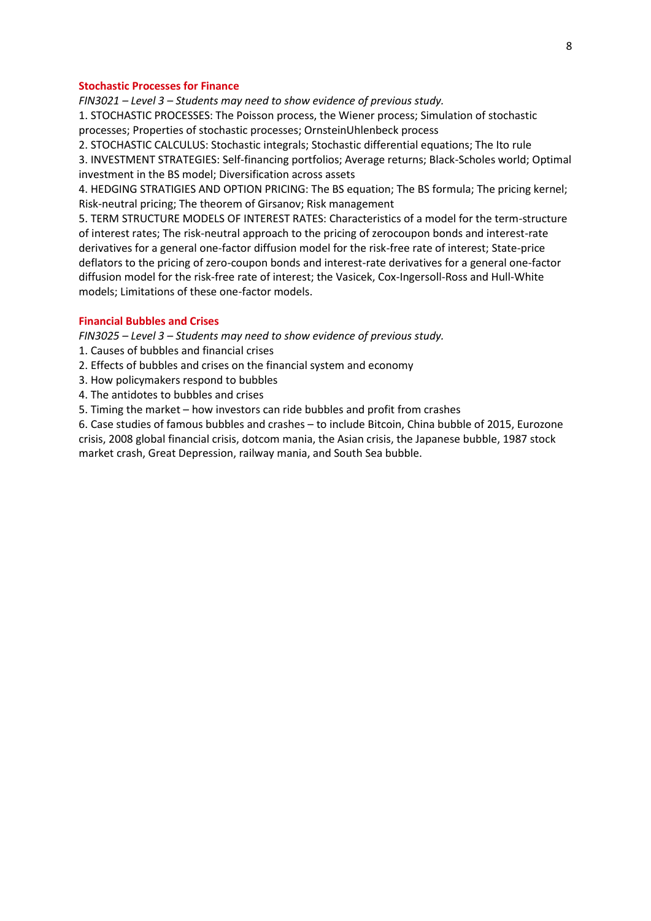### Stochastic Processes for Finance

*FIN3021 – Level 3 – Students may need to show evidence of previous study.*

1. STOCHASTIC PROCESSES: The Poisson process, the Wiener process; Simulation of stochastic processes; Properties of stochastic processes; OrnsteinUhlenbeck process
2. STOCHASTIC CALCULUS: Stochastic integrals; Stochastic differential equations; The Ito rule
3. INVESTMENT STRATEGIES: Self-financing portfolios; Average returns; Black-Scholes world; Optimal investment in the BS model; Diversification across assets
4. HEDGING STRATIGIES AND OPTION PRICING: The BS equation; The BS formula; The pricing kernel; Risk-neutral pricing; The theorem of Girsanov; Risk management
5. TERM STRUCTURE MODELS OF INTEREST RATES: Characteristics of a model for the term-structure of interest rates; The risk-neutral approach to the pricing of zerocoupon bonds and interest-rate derivatives for a general one-factor diffusion model for the risk-free rate of interest; State-price deflators to the pricing of zero-coupon bonds and interest-rate derivatives for a general one-factor diffusion model for the risk-free rate of interest; the Vasicek, Cox-Ingersoll-Ross and Hull-White models; Limitations of these one-factor models.

### Financial Bubbles and Crises

*FIN3025 – Level 3 – Students may need to show evidence of previous study.*

1. Causes of bubbles and financial crises
2. Effects of bubbles and crises on the financial system and economy
3. How policymakers respond to bubbles
4. The antidotes to bubbles and crises
5. Timing the market – how investors can ride bubbles and profit from crashes
6. Case studies of famous bubbles and crashes – to include Bitcoin, China bubble of 2015, Eurozone crisis, 2008 global financial crisis, dotcom mania, the Asian crisis, the Japanese bubble, 1987 stock market crash, Great Depression, railway mania, and South Sea bubble.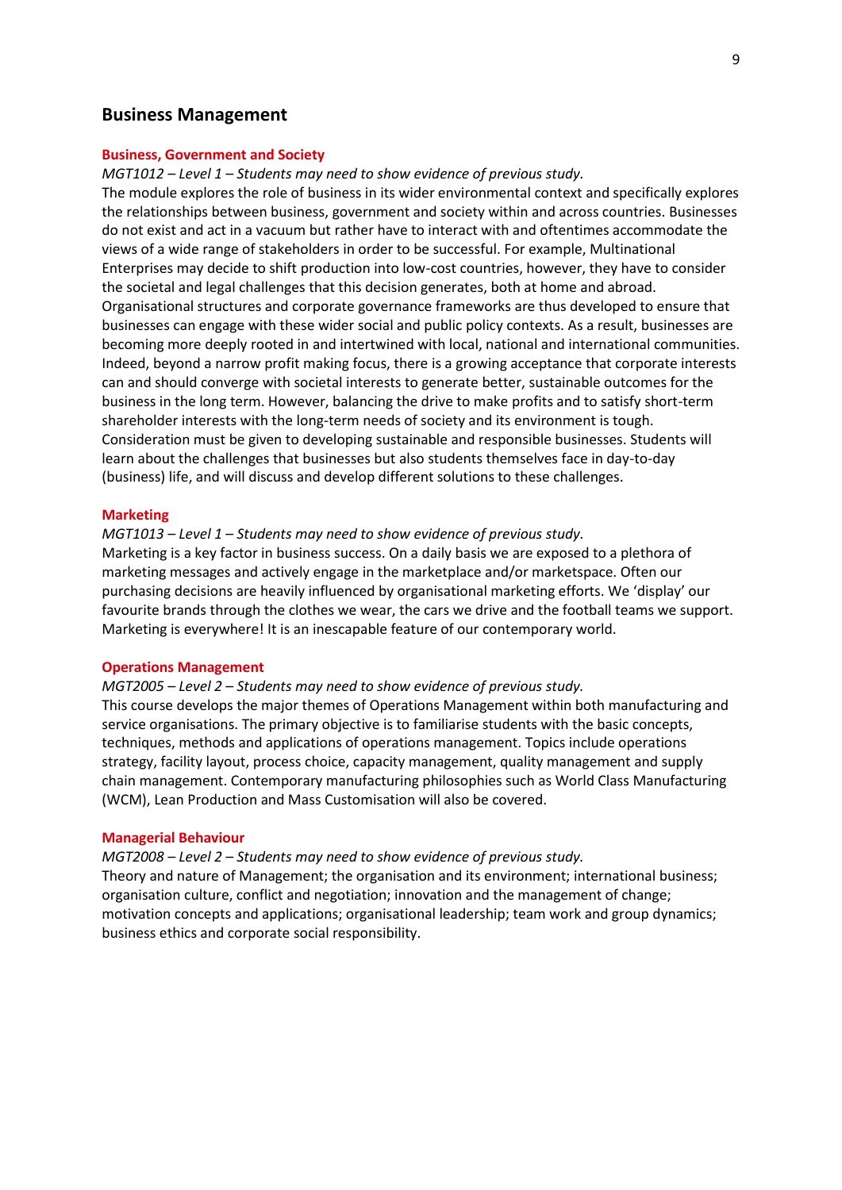## Business Management

### Business, Government and Society

*MGT1012 – Level 1 – Students may need to show evidence of previous study.*

The module explores the role of business in its wider environmental context and specifically explores the relationships between business, government and society within and across countries. Businesses do not exist and act in a vacuum but rather have to interact with and oftentimes accommodate the views of a wide range of stakeholders in order to be successful. For example, Multinational Enterprises may decide to shift production into low-cost countries, however, they have to consider the societal and legal challenges that this decision generates, both at home and abroad. Organisational structures and corporate governance frameworks are thus developed to ensure that businesses can engage with these wider social and public policy contexts. As a result, businesses are becoming more deeply rooted in and intertwined with local, national and international communities. Indeed, beyond a narrow profit making focus, there is a growing acceptance that corporate interests can and should converge with societal interests to generate better, sustainable outcomes for the business in the long term. However, balancing the drive to make profits and to satisfy short-term shareholder interests with the long-term needs of society and its environment is tough. Consideration must be given to developing sustainable and responsible businesses. Students will learn about the challenges that businesses but also students themselves face in day-to-day (business) life, and will discuss and develop different solutions to these challenges.

### Marketing

*MGT1013 – Level 1 – Students may need to show evidence of previous study.*

Marketing is a key factor in business success. On a daily basis we are exposed to a plethora of marketing messages and actively engage in the marketplace and/or marketspace. Often our purchasing decisions are heavily influenced by organisational marketing efforts. We 'display' our favourite brands through the clothes we wear, the cars we drive and the football teams we support. Marketing is everywhere! It is an inescapable feature of our contemporary world.

### Operations Management

*MGT2005 – Level 2 – Students may need to show evidence of previous study.*

This course develops the major themes of Operations Management within both manufacturing and service organisations. The primary objective is to familiarise students with the basic concepts, techniques, methods and applications of operations management. Topics include operations strategy, facility layout, process choice, capacity management, quality management and supply chain management. Contemporary manufacturing philosophies such as World Class Manufacturing (WCM), Lean Production and Mass Customisation will also be covered.

### Managerial Behaviour

*MGT2008 – Level 2 – Students may need to show evidence of previous study.*

Theory and nature of Management; the organisation and its environment; international business; organisation culture, conflict and negotiation; innovation and the management of change; motivation concepts and applications; organisational leadership; team work and group dynamics; business ethics and corporate social responsibility.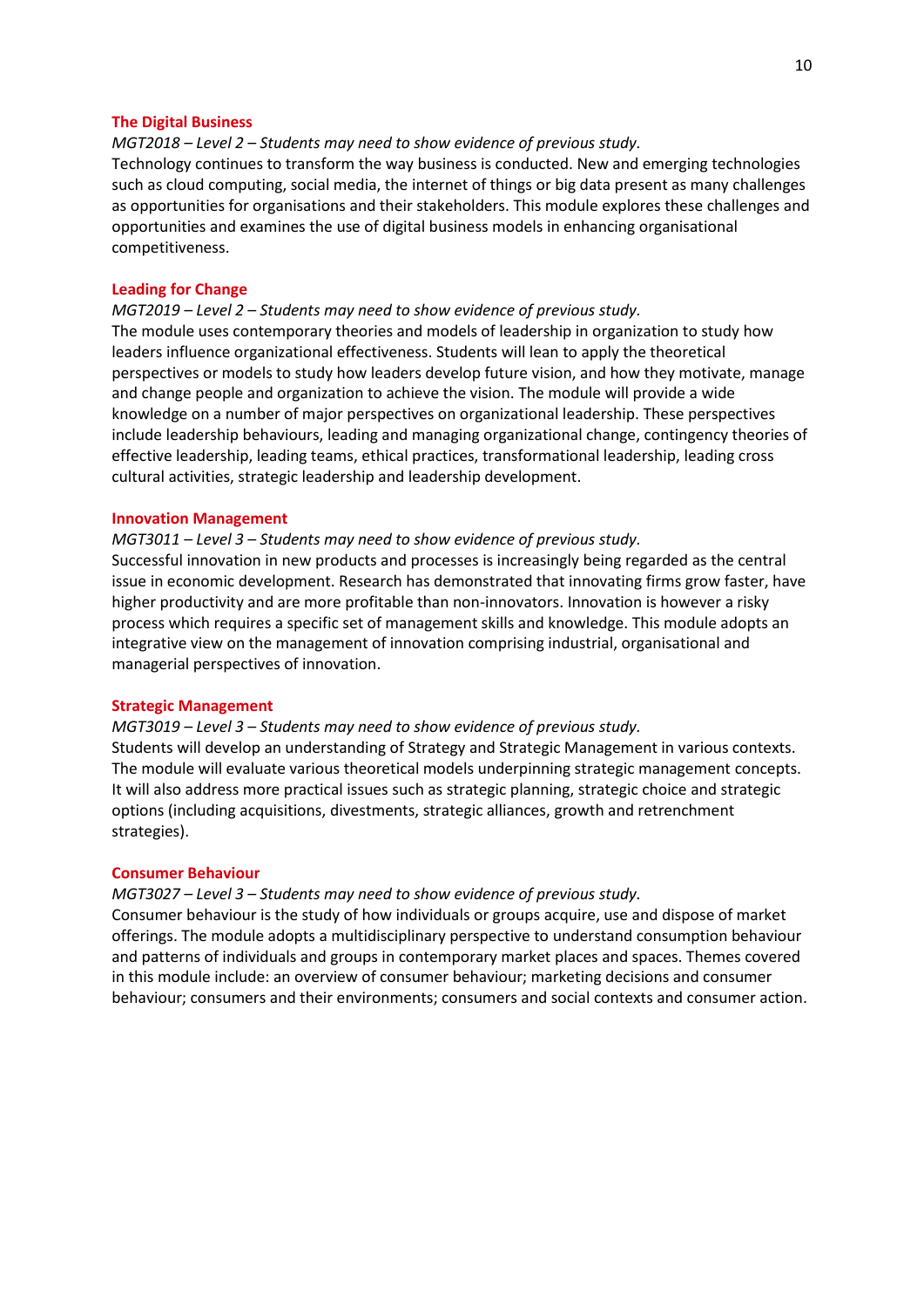### The Digital Business

*MGT2018 – Level 2 – Students may need to show evidence of previous study.*

Technology continues to transform the way business is conducted. New and emerging technologies such as cloud computing, social media, the internet of things or big data present as many challenges as opportunities for organisations and their stakeholders. This module explores these challenges and opportunities and examines the use of digital business models in enhancing organisational competitiveness.

### Leading for Change

*MGT2019 – Level 2 – Students may need to show evidence of previous study.*

The module uses contemporary theories and models of leadership in organization to study how leaders influence organizational effectiveness. Students will lean to apply the theoretical perspectives or models to study how leaders develop future vision, and how they motivate, manage and change people and organization to achieve the vision. The module will provide a wide knowledge on a number of major perspectives on organizational leadership. These perspectives include leadership behaviours, leading and managing organizational change, contingency theories of effective leadership, leading teams, ethical practices, transformational leadership, leading cross cultural activities, strategic leadership and leadership development.

### Innovation Management

*MGT3011 – Level 3 – Students may need to show evidence of previous study.*

Successful innovation in new products and processes is increasingly being regarded as the central issue in economic development. Research has demonstrated that innovating firms grow faster, have higher productivity and are more profitable than non-innovators. Innovation is however a risky process which requires a specific set of management skills and knowledge. This module adopts an integrative view on the management of innovation comprising industrial, organisational and managerial perspectives of innovation.

### Strategic Management

*MGT3019 – Level 3 – Students may need to show evidence of previous study.*

Students will develop an understanding of Strategy and Strategic Management in various contexts. The module will evaluate various theoretical models underpinning strategic management concepts. It will also address more practical issues such as strategic planning, strategic choice and strategic options (including acquisitions, divestments, strategic alliances, growth and retrenchment strategies).

### Consumer Behaviour

*MGT3027 – Level 3 – Students may need to show evidence of previous study.*

Consumer behaviour is the study of how individuals or groups acquire, use and dispose of market offerings. The module adopts a multidisciplinary perspective to understand consumption behaviour and patterns of individuals and groups in contemporary market places and spaces. Themes covered in this module include: an overview of consumer behaviour; marketing decisions and consumer behaviour; consumers and their environments; consumers and social contexts and consumer action.